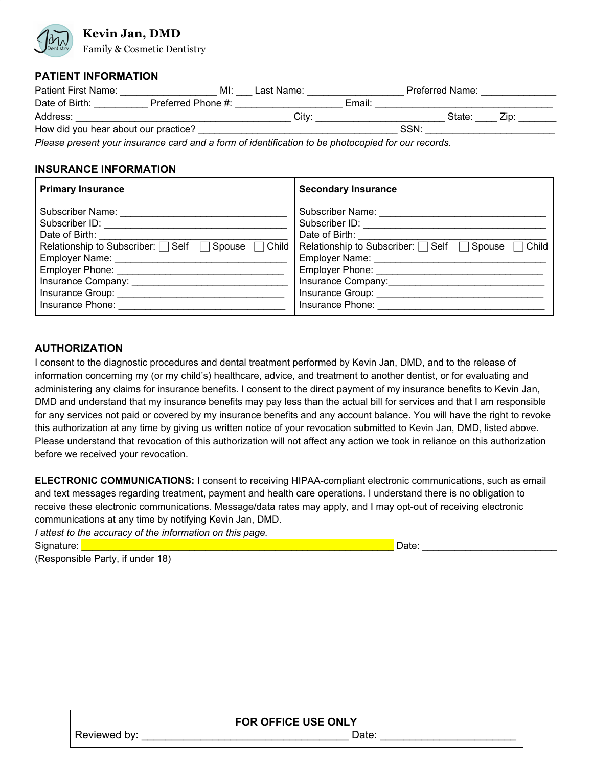**Kevin Jan, DMD**
Family & Cosmetic Dentistry

## PATIENT INFORMATION

Patient First Name: ___________________ MI: ___ Last Name: __________________ Preferred Name: ______________
Date of Birth: __________ Preferred Phone #: ____________________ Email: ________________________________
Address: ________________________________________ City: ________________________ State: ____ Zip: _______
How did you hear about our practice? _____________________________________ SSN: ________________________
*Please present your insurance card and a form of identification to be photocopied for our records.*

## INSURANCE INFORMATION

| **Primary Insurance** | **Secondary Insurance** |
|---|---|
| Subscriber Name: _______________________________ | Subscriber Name: _______________________________ |
| Subscriber ID: _______________________________ | Subscriber ID: _______________________________ |
| Date of Birth: _______________________________ | Date of Birth: _______________________________ |
| Relationship to Subscriber: ☐ Self ☐ Spouse ☐ Child | Relationship to Subscriber: ☐ Self ☐ Spouse ☐ Child |
| Employer Name: _______________________________ | Employer Name: _______________________________ |
| Employer Phone: _______________________________ | Employer Phone: _______________________________ |
| Insurance Company: _______________________________ | Insurance Company: _______________________________ |
| Insurance Group: _______________________________ | Insurance Group: _______________________________ |
| Insurance Phone: _______________________________ | Insurance Phone: _______________________________ |

## AUTHORIZATION

I consent to the diagnostic procedures and dental treatment performed by Kevin Jan, DMD, and to the release of information concerning my (or my child's) healthcare, advice, and treatment to another dentist, or for evaluating and administering any claims for insurance benefits. I consent to the direct payment of my insurance benefits to Kevin Jan, DMD and understand that my insurance benefits may pay less than the actual bill for services and that I am responsible for any services not paid or covered by my insurance benefits and any account balance. You will have the right to revoke this authorization at any time by giving us written notice of your revocation submitted to Kevin Jan, DMD, listed above. Please understand that revocation of this authorization will not affect any action we took in reliance on this authorization before we received your revocation.

**ELECTRONIC COMMUNICATIONS:** I consent to receiving HIPAA-compliant electronic communications, such as email and text messages regarding treatment, payment and health care operations. I understand there is no obligation to receive these electronic communications. Message/data rates may apply, and I may opt-out of receiving electronic communications at any time by notifying Kevin Jan, DMD.

*I attest to the accuracy of the information on this page.*
Signature: ____________________________________________________________ Date: ________________________
(Responsible Party, if under 18)

**FOR OFFICE USE ONLY**
Reviewed by: ___________________________________ Date: _______________________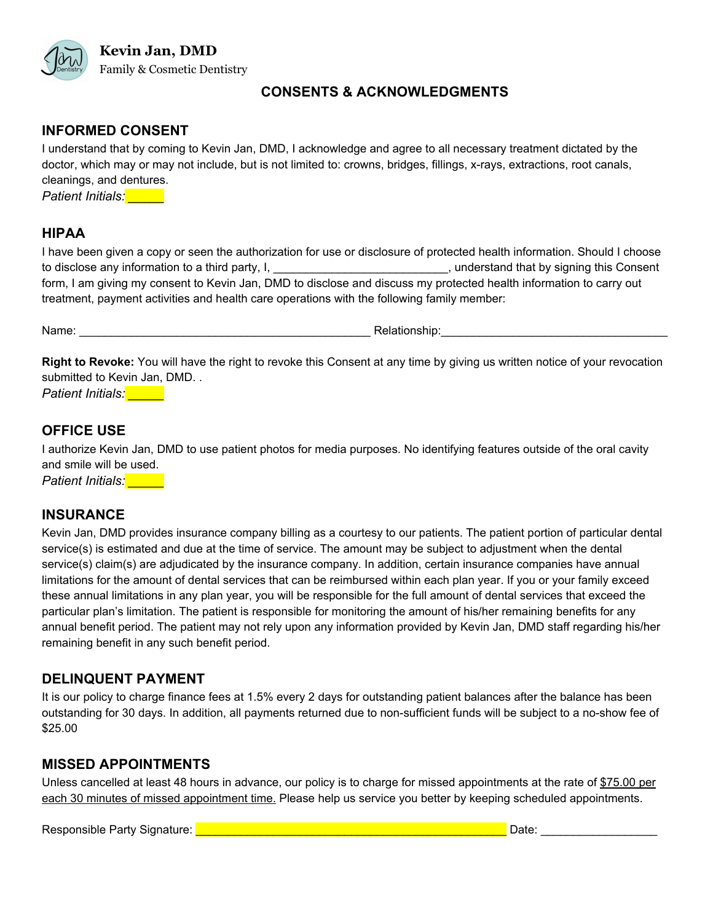**Kevin Jan, DMD**
Family & Cosmetic Dentistry

## CONSENTS & ACKNOWLEDGMENTS

### INFORMED CONSENT

I understand that by coming to Kevin Jan, DMD, I acknowledge and agree to all necessary treatment dictated by the doctor, which may or may not include, but is not limited to: crowns, bridges, fillings, x-rays, extractions, root canals, cleanings, and dentures.

*Patient Initials:* _____

### HIPAA

I have been given a copy or seen the authorization for use or disclosure of protected health information. Should I choose to disclose any information to a third party, I, __________________________, understand that by signing this Consent form, I am giving my consent to Kevin Jan, DMD to disclose and discuss my protected health information to carry out treatment, payment activities and health care operations with the following family member:

Name: ___________________________________________ Relationship:__________________________________

**Right to Revoke:** You will have the right to revoke this Consent at any time by giving us written notice of your revocation submitted to Kevin Jan, DMD. .

*Patient Initials:* _____

### OFFICE USE

I authorize Kevin Jan, DMD to use patient photos for media purposes. No identifying features outside of the oral cavity and smile will be used.

*Patient Initials:* _____

### INSURANCE

Kevin Jan, DMD provides insurance company billing as a courtesy to our patients. The patient portion of particular dental service(s) is estimated and due at the time of service. The amount may be subject to adjustment when the dental service(s) claim(s) are adjudicated by the insurance company. In addition, certain insurance companies have annual limitations for the amount of dental services that can be reimbursed within each plan year. If you or your family exceed these annual limitations in any plan year, you will be responsible for the full amount of dental services that exceed the particular plan's limitation. The patient is responsible for monitoring the amount of his/her remaining benefits for any annual benefit period. The patient may not rely upon any information provided by Kevin Jan, DMD staff regarding his/her remaining benefit in any such benefit period.

### DELINQUENT PAYMENT

It is our policy to charge finance fees at 1.5% every 2 days for outstanding patient balances after the balance has been outstanding for 30 days. In addition, all payments returned due to non-sufficient funds will be subject to a no-show fee of $25.00

### MISSED APPOINTMENTS

Unless cancelled at least 48 hours in advance, our policy is to charge for missed appointments at the rate of $75.00 per each 30 minutes of missed appointment time. Please help us service you better by keeping scheduled appointments.

Responsible Party Signature: ______________________________________________ Date: _________________